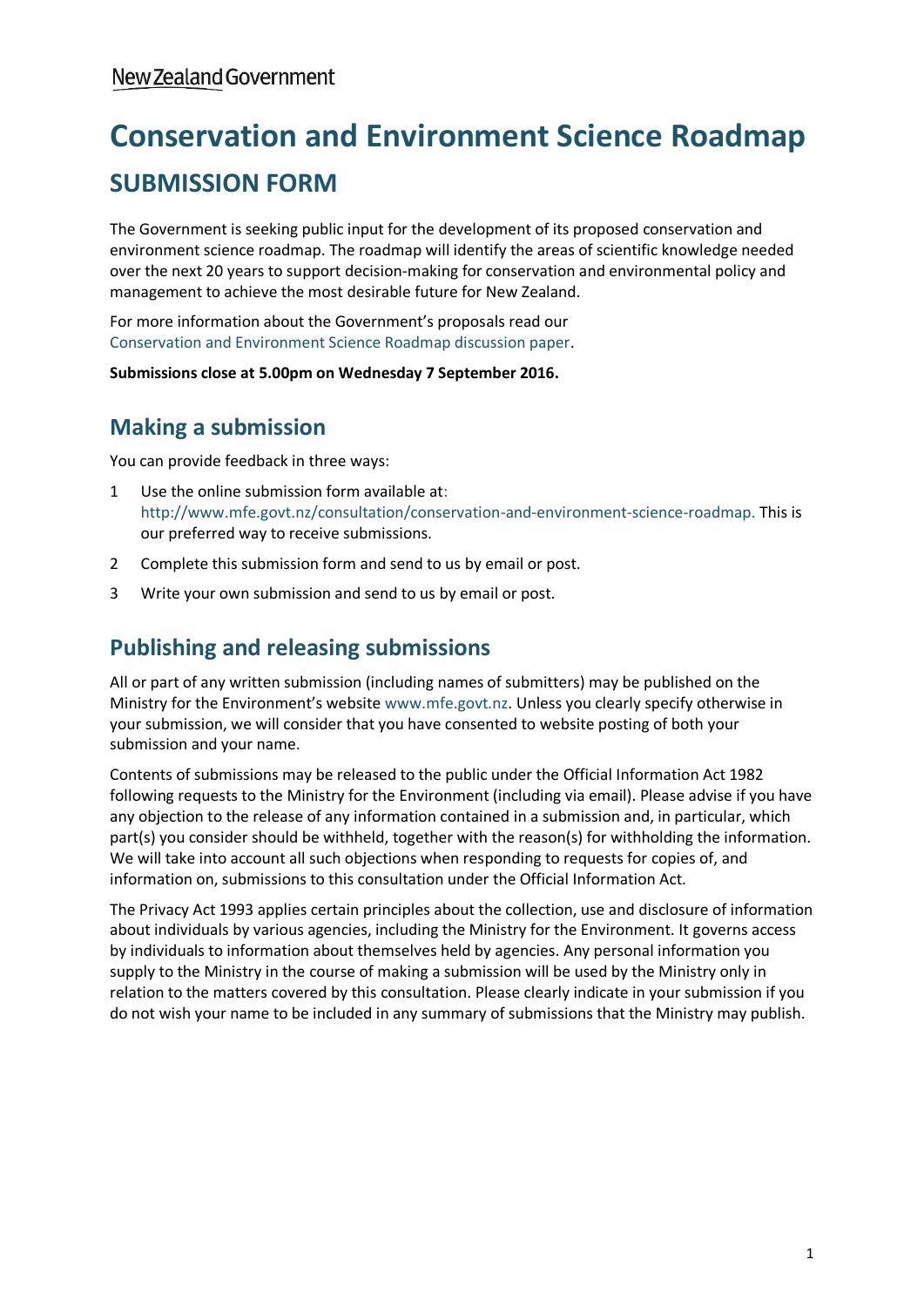New Zealand Government

# Conservation and Environment Science Roadmap

## SUBMISSION FORM

The Government is seeking public input for the development of its proposed conservation and environment science roadmap. The roadmap will identify the areas of scientific knowledge needed over the next 20 years to support decision-making for conservation and environmental policy and management to achieve the most desirable future for New Zealand.

For more information about the Government's proposals read our Conservation and Environment Science Roadmap discussion paper.

**Submissions close at 5.00pm on Wednesday 7 September 2016.**

## Making a submission

You can provide feedback in three ways:

1. Use the online submission form available at: http://www.mfe.govt.nz/consultation/conservation-and-environment-science-roadmap. This is our preferred way to receive submissions.
2. Complete this submission form and send to us by email or post.
3. Write your own submission and send to us by email or post.

## Publishing and releasing submissions

All or part of any written submission (including names of submitters) may be published on the Ministry for the Environment's website www.mfe.govt.nz. Unless you clearly specify otherwise in your submission, we will consider that you have consented to website posting of both your submission and your name.

Contents of submissions may be released to the public under the Official Information Act 1982 following requests to the Ministry for the Environment (including via email). Please advise if you have any objection to the release of any information contained in a submission and, in particular, which part(s) you consider should be withheld, together with the reason(s) for withholding the information. We will take into account all such objections when responding to requests for copies of, and information on, submissions to this consultation under the Official Information Act.

The Privacy Act 1993 applies certain principles about the collection, use and disclosure of information about individuals by various agencies, including the Ministry for the Environment. It governs access by individuals to information about themselves held by agencies. Any personal information you supply to the Ministry in the course of making a submission will be used by the Ministry only in relation to the matters covered by this consultation. Please clearly indicate in your submission if you do not wish your name to be included in any summary of submissions that the Ministry may publish.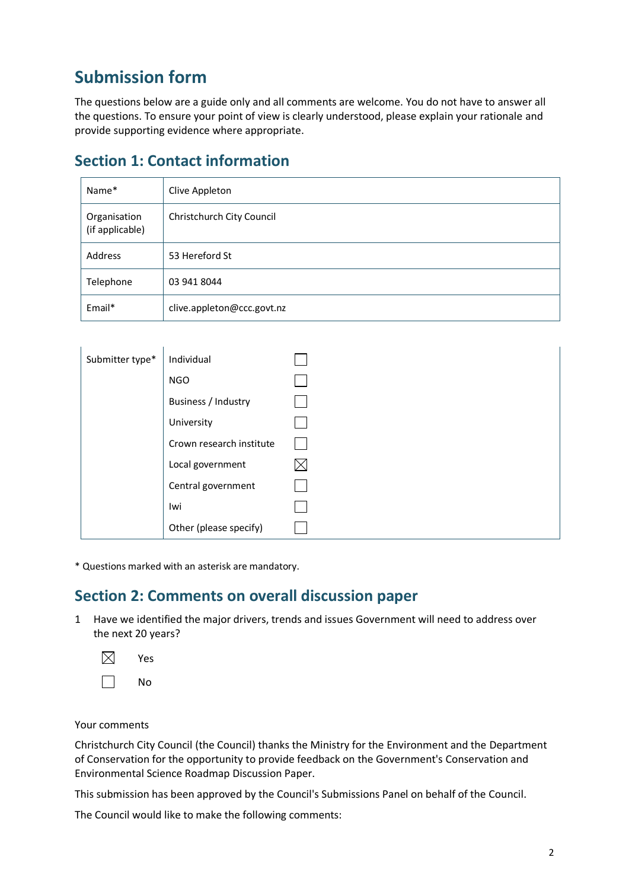# Submission form

The questions below are a guide only and all comments are welcome. You do not have to answer all the questions. To ensure your point of view is clearly understood, please explain your rationale and provide supporting evidence where appropriate.

## Section 1: Contact information

| Name* | Clive Appleton |
|---|---|
| Organisation (if applicable) | Christchurch City Council |
| Address | 53 Hereford St |
| Telephone | 03 941 8044 |
| Email* | clive.appleton@ccc.govt.nz |

| Submitter type* | | |
|---|---|---|
| | Individual | ☐ |
| | NGO | ☐ |
| | Business / Industry | ☐ |
| | University | ☐ |
| | Crown research institute | ☐ |
| | Local government | ☒ |
| | Central government | ☐ |
| | Iwi | ☐ |
| | Other (please specify) | ☐ |

* Questions marked with an asterisk are mandatory.

## Section 2: Comments on overall discussion paper

1 Have we identified the major drivers, trends and issues Government will need to address over the next 20 years?

☒ Yes

☐ No

Your comments

Christchurch City Council (the Council) thanks the Ministry for the Environment and the Department of Conservation for the opportunity to provide feedback on the Government's Conservation and Environmental Science Roadmap Discussion Paper.

This submission has been approved by the Council's Submissions Panel on behalf of the Council.

The Council would like to make the following comments: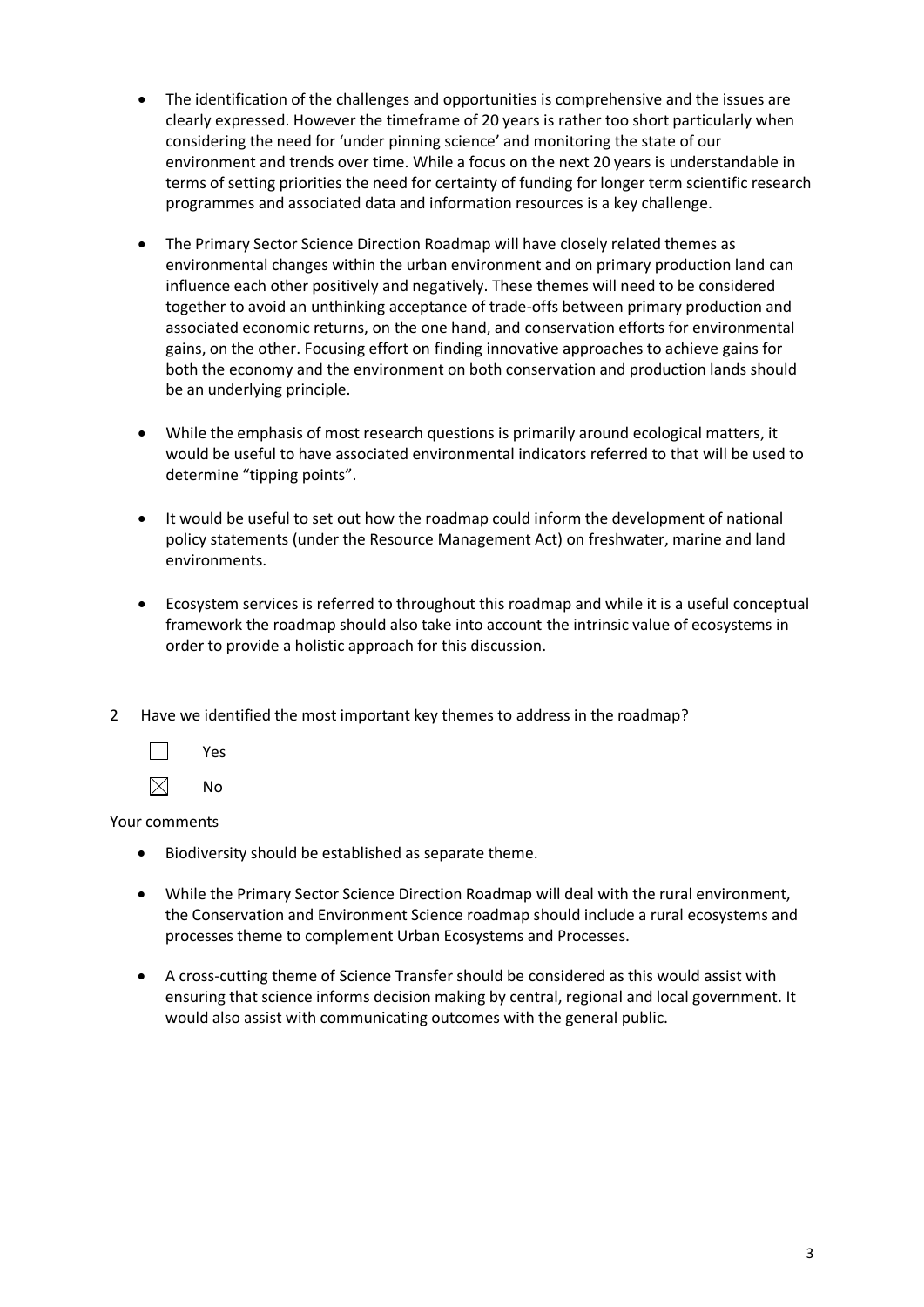- The identification of the challenges and opportunities is comprehensive and the issues are clearly expressed. However the timeframe of 20 years is rather too short particularly when considering the need for 'under pinning science' and monitoring the state of our environment and trends over time. While a focus on the next 20 years is understandable in terms of setting priorities the need for certainty of funding for longer term scientific research programmes and associated data and information resources is a key challenge.

- The Primary Sector Science Direction Roadmap will have closely related themes as environmental changes within the urban environment and on primary production land can influence each other positively and negatively. These themes will need to be considered together to avoid an unthinking acceptance of trade-offs between primary production and associated economic returns, on the one hand, and conservation efforts for environmental gains, on the other. Focusing effort on finding innovative approaches to achieve gains for both the economy and the environment on both conservation and production lands should be an underlying principle.

- While the emphasis of most research questions is primarily around ecological matters, it would be useful to have associated environmental indicators referred to that will be used to determine "tipping points".

- It would be useful to set out how the roadmap could inform the development of national policy statements (under the Resource Management Act) on freshwater, marine and land environments.

- Ecosystem services is referred to throughout this roadmap and while it is a useful conceptual framework the roadmap should also take into account the intrinsic value of ecosystems in order to provide a holistic approach for this discussion.

2 Have we identified the most important key themes to address in the roadmap?

☐ Yes

☒ No

Your comments

- Biodiversity should be established as separate theme.

- While the Primary Sector Science Direction Roadmap will deal with the rural environment, the Conservation and Environment Science roadmap should include a rural ecosystems and processes theme to complement Urban Ecosystems and Processes.

- A cross-cutting theme of Science Transfer should be considered as this would assist with ensuring that science informs decision making by central, regional and local government. It would also assist with communicating outcomes with the general public.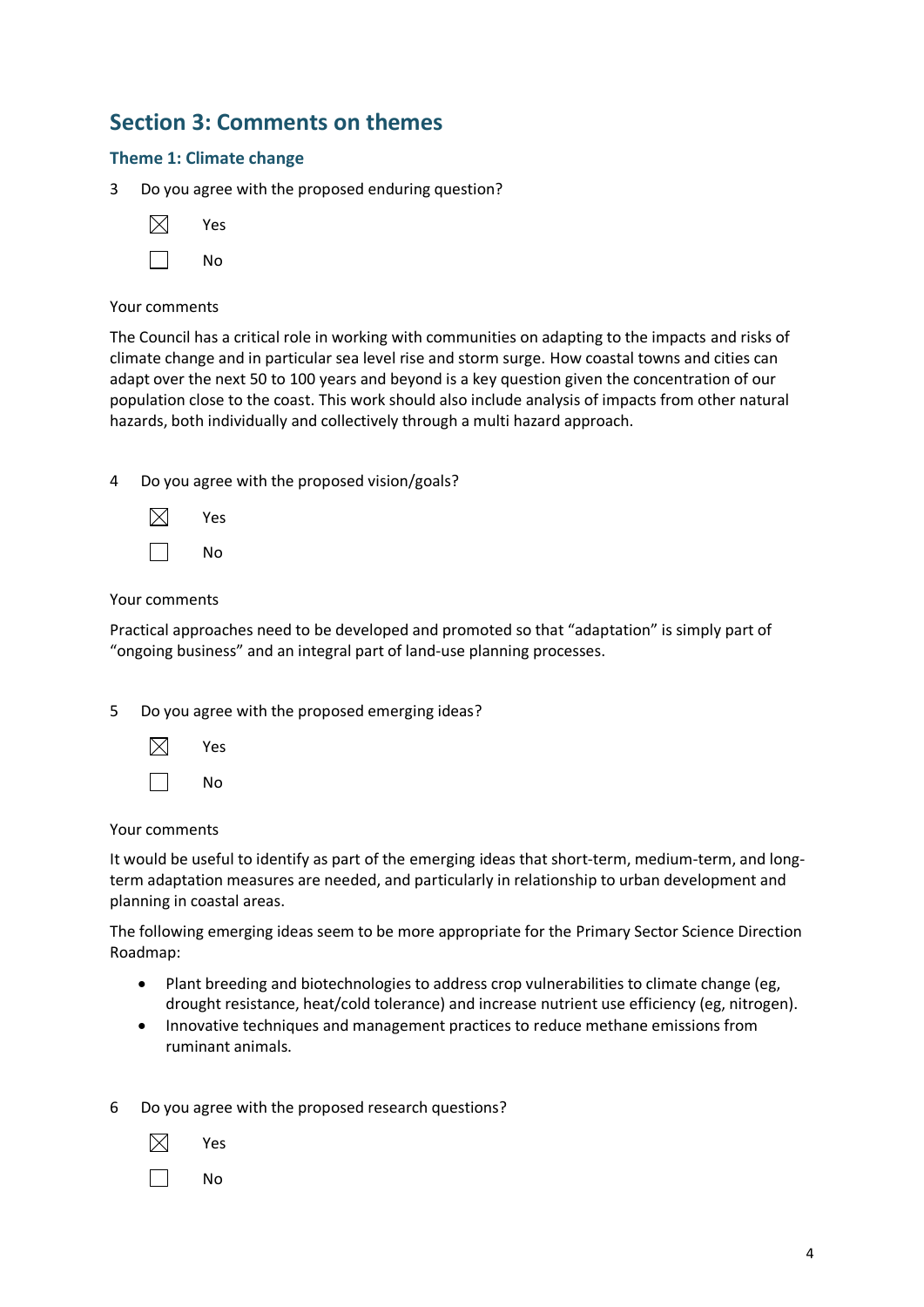## Section 3: Comments on themes

### Theme 1: Climate change

3 Do you agree with the proposed enduring question?

☒ Yes

☐ No

Your comments

The Council has a critical role in working with communities on adapting to the impacts and risks of climate change and in particular sea level rise and storm surge. How coastal towns and cities can adapt over the next 50 to 100 years and beyond is a key question given the concentration of our population close to the coast. This work should also include analysis of impacts from other natural hazards, both individually and collectively through a multi hazard approach.

4 Do you agree with the proposed vision/goals?

☒ Yes

☐ No

Your comments

Practical approaches need to be developed and promoted so that "adaptation" is simply part of "ongoing business" and an integral part of land-use planning processes.

5 Do you agree with the proposed emerging ideas?

☒ Yes

☐ No

Your comments

It would be useful to identify as part of the emerging ideas that short-term, medium-term, and long-term adaptation measures are needed, and particularly in relationship to urban development and planning in coastal areas.

The following emerging ideas seem to be more appropriate for the Primary Sector Science Direction Roadmap:

- Plant breeding and biotechnologies to address crop vulnerabilities to climate change (eg, drought resistance, heat/cold tolerance) and increase nutrient use efficiency (eg, nitrogen).
- Innovative techniques and management practices to reduce methane emissions from ruminant animals.

6 Do you agree with the proposed research questions?

☒ Yes

☐ No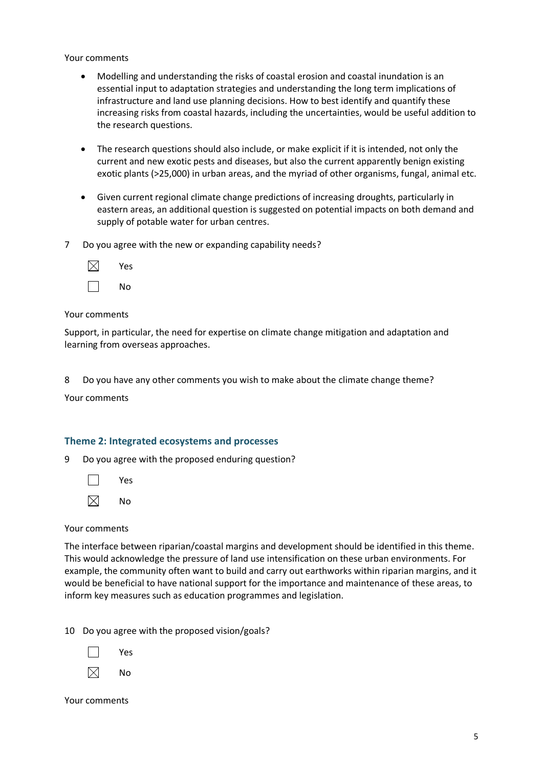Your comments

- Modelling and understanding the risks of coastal erosion and coastal inundation is an essential input to adaptation strategies and understanding the long term implications of infrastructure and land use planning decisions. How to best identify and quantify these increasing risks from coastal hazards, including the uncertainties, would be useful addition to the research questions.

- The research questions should also include, or make explicit if it is intended, not only the current and new exotic pests and diseases, but also the current apparently benign existing exotic plants (>25,000) in urban areas, and the myriad of other organisms, fungal, animal etc.

- Given current regional climate change predictions of increasing droughts, particularly in eastern areas, an additional question is suggested on potential impacts on both demand and supply of potable water for urban centres.

7 Do you agree with the new or expanding capability needs?

☒ Yes

☐ No

Your comments

Support, in particular, the need for expertise on climate change mitigation and adaptation and learning from overseas approaches.

8 Do you have any other comments you wish to make about the climate change theme?

Your comments

### Theme 2: Integrated ecosystems and processes

9 Do you agree with the proposed enduring question?

☐ Yes

☒ No

Your comments

The interface between riparian/coastal margins and development should be identified in this theme. This would acknowledge the pressure of land use intensification on these urban environments. For example, the community often want to build and carry out earthworks within riparian margins, and it would be beneficial to have national support for the importance and maintenance of these areas, to inform key measures such as education programmes and legislation.

10 Do you agree with the proposed vision/goals?

☐ Yes

☒ No

Your comments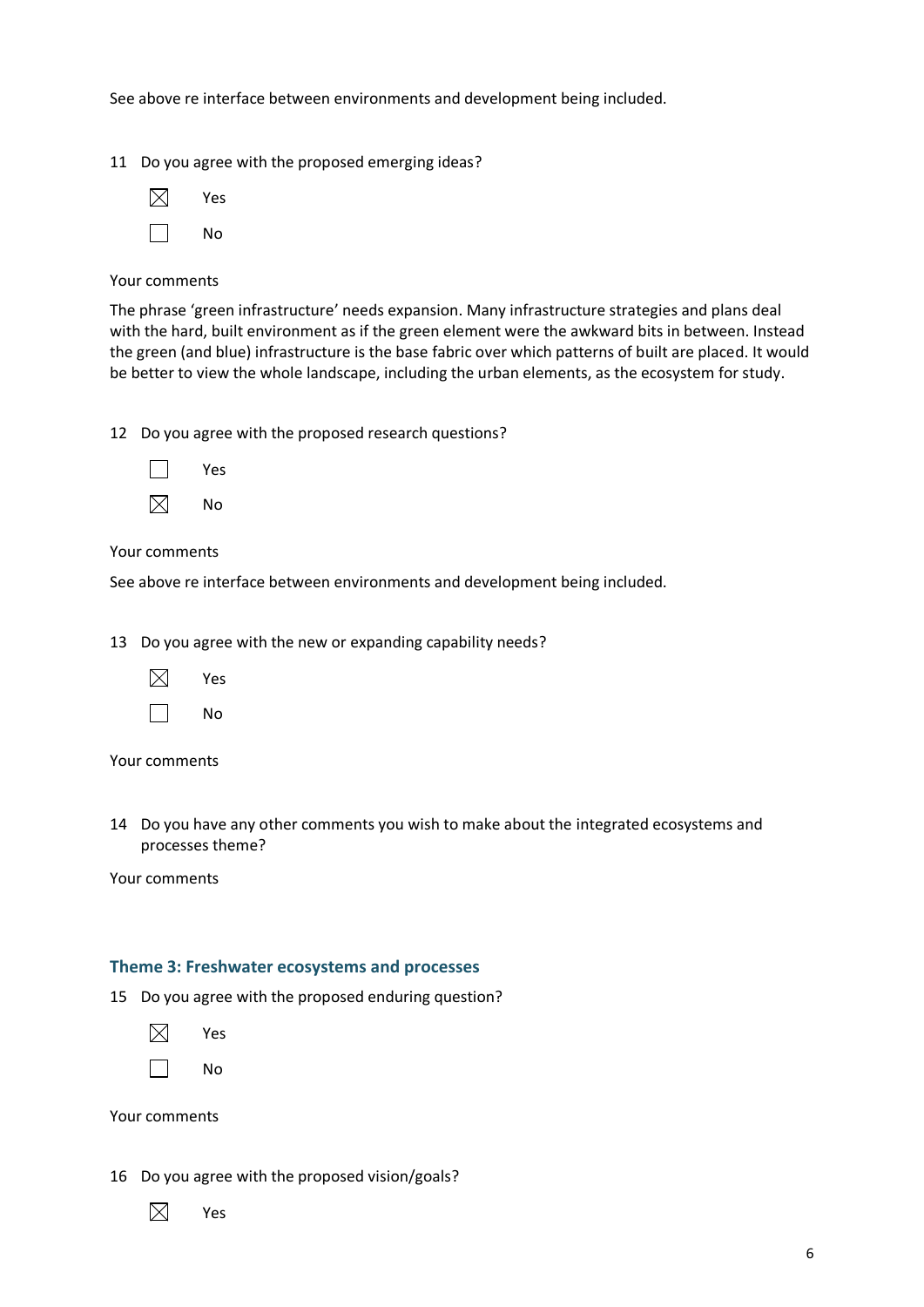See above re interface between environments and development being included.

11 Do you agree with the proposed emerging ideas?

☒ Yes

☐ No

Your comments

The phrase 'green infrastructure' needs expansion. Many infrastructure strategies and plans deal with the hard, built environment as if the green element were the awkward bits in between. Instead the green (and blue) infrastructure is the base fabric over which patterns of built are placed. It would be better to view the whole landscape, including the urban elements, as the ecosystem for study.

12 Do you agree with the proposed research questions?

☐ Yes

☒ No

Your comments

See above re interface between environments and development being included.

13 Do you agree with the new or expanding capability needs?

☒ Yes

☐ No

Your comments

14 Do you have any other comments you wish to make about the integrated ecosystems and processes theme?

Your comments

### Theme 3: Freshwater ecosystems and processes

15 Do you agree with the proposed enduring question?

☒ Yes

☐ No

Your comments

16 Do you agree with the proposed vision/goals?

☒ Yes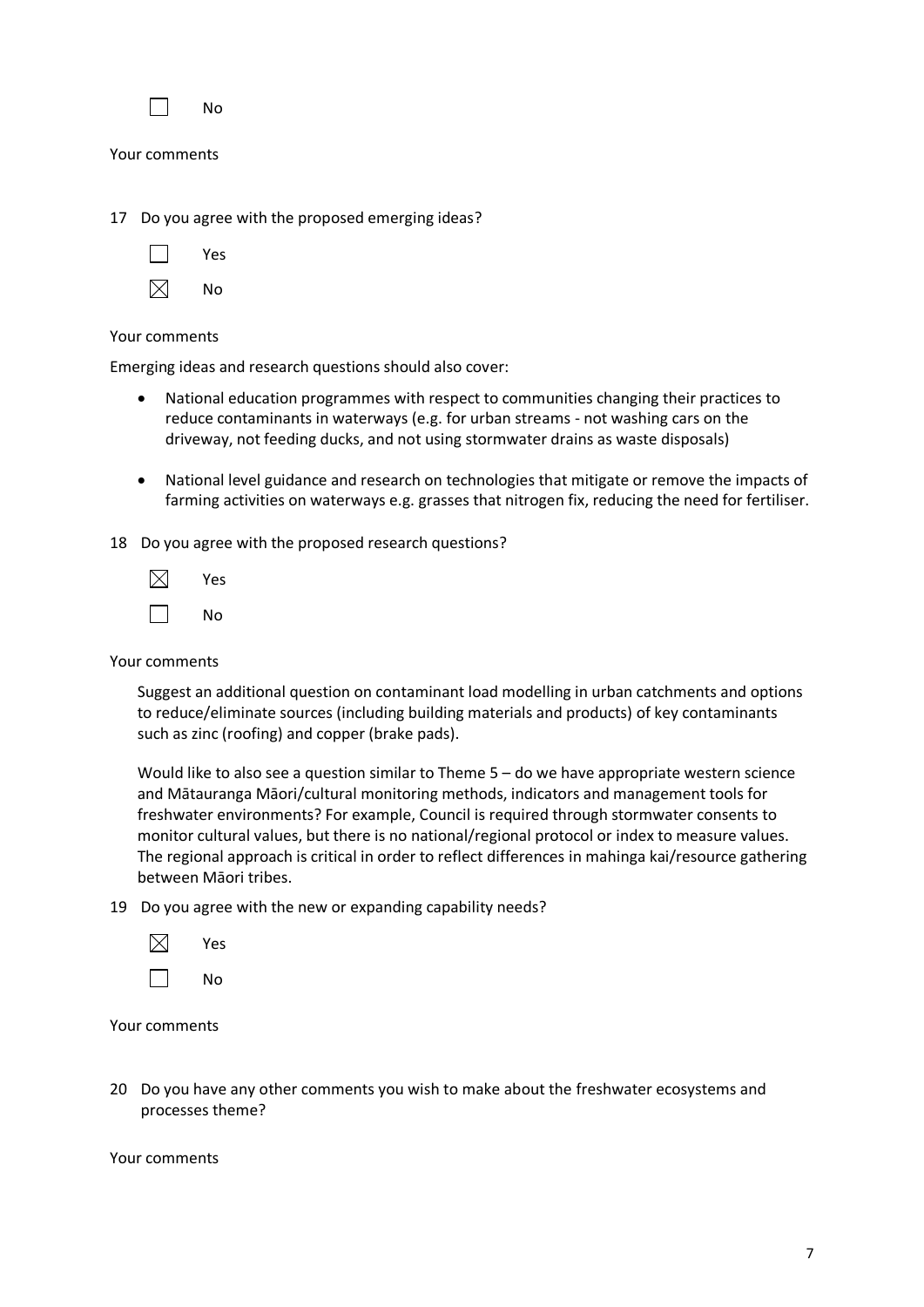☐ No

Your comments

17 Do you agree with the proposed emerging ideas?

☐ Yes

☒ No

Your comments

Emerging ideas and research questions should also cover:

- National education programmes with respect to communities changing their practices to reduce contaminants in waterways (e.g. for urban streams - not washing cars on the driveway, not feeding ducks, and not using stormwater drains as waste disposals)

- National level guidance and research on technologies that mitigate or remove the impacts of farming activities on waterways e.g. grasses that nitrogen fix, reducing the need for fertiliser.

18 Do you agree with the proposed research questions?

☒ Yes

☐ No

Your comments

Suggest an additional question on contaminant load modelling in urban catchments and options to reduce/eliminate sources (including building materials and products) of key contaminants such as zinc (roofing) and copper (brake pads).

Would like to also see a question similar to Theme 5 – do we have appropriate western science and Mātauranga Māori/cultural monitoring methods, indicators and management tools for freshwater environments? For example, Council is required through stormwater consents to monitor cultural values, but there is no national/regional protocol or index to measure values. The regional approach is critical in order to reflect differences in mahinga kai/resource gathering between Māori tribes.

19 Do you agree with the new or expanding capability needs?

☒ Yes

☐ No

Your comments

20 Do you have any other comments you wish to make about the freshwater ecosystems and processes theme?

Your comments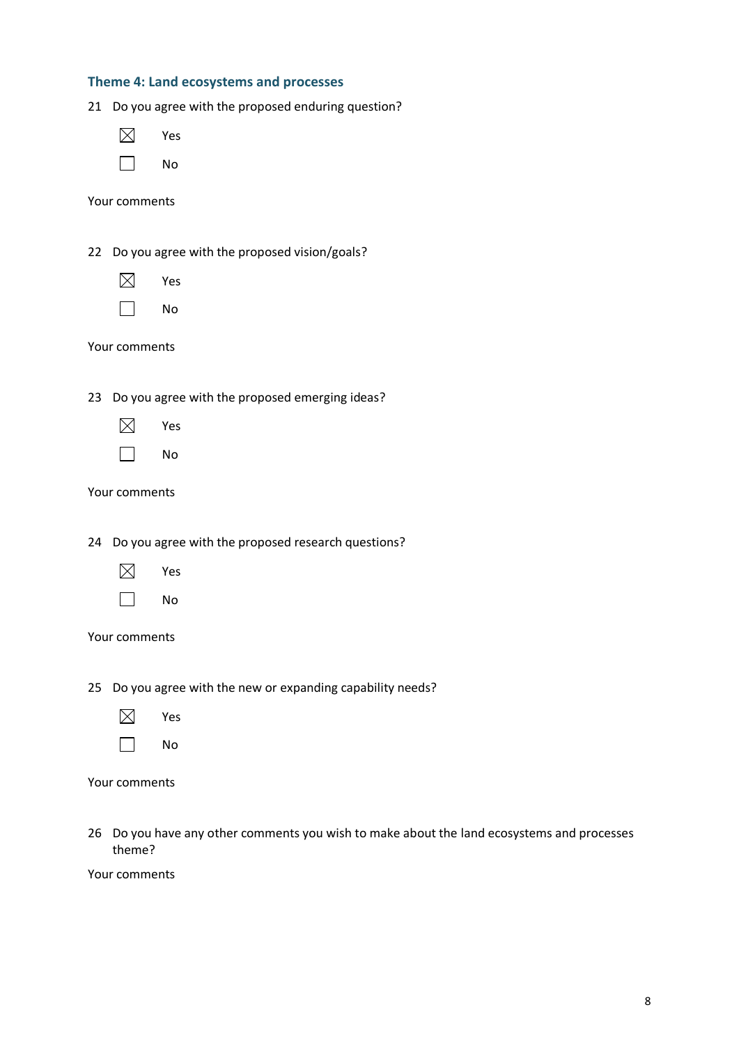### Theme 4: Land ecosystems and processes

21 Do you agree with the proposed enduring question?

☒ Yes

☐ No

Your comments

22 Do you agree with the proposed vision/goals?

☒ Yes

☐ No

Your comments

23 Do you agree with the proposed emerging ideas?

☒ Yes

☐ No

Your comments

24 Do you agree with the proposed research questions?

☒ Yes

☐ No

Your comments

25 Do you agree with the new or expanding capability needs?

☒ Yes

☐ No

Your comments

26 Do you have any other comments you wish to make about the land ecosystems and processes theme?

Your comments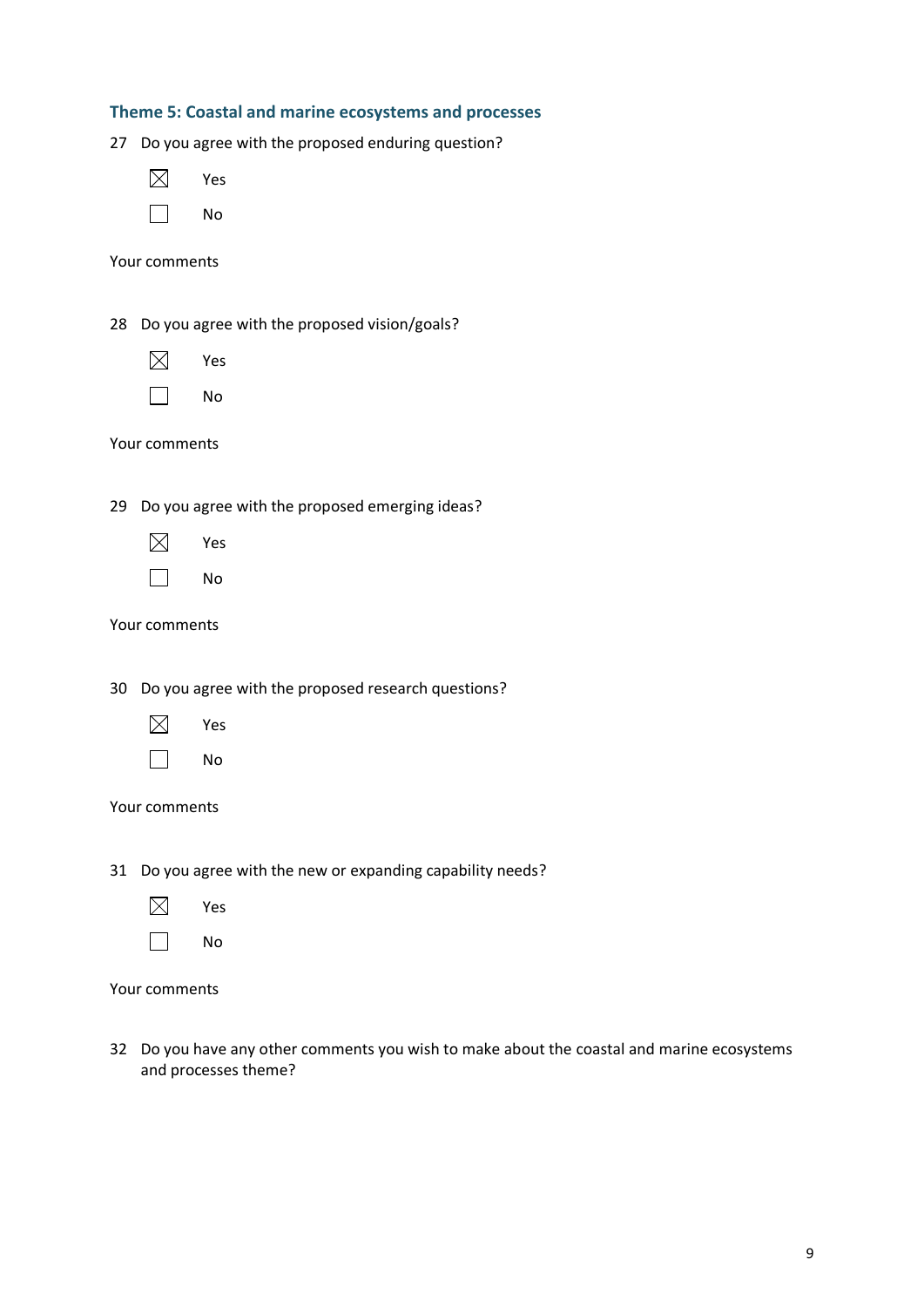### Theme 5: Coastal and marine ecosystems and processes

27 Do you agree with the proposed enduring question?

☒ Yes

☐ No

Your comments

28 Do you agree with the proposed vision/goals?

☒ Yes

☐ No

Your comments

29 Do you agree with the proposed emerging ideas?

☒ Yes

☐ No

Your comments

30 Do you agree with the proposed research questions?

☒ Yes

☐ No

Your comments

31 Do you agree with the new or expanding capability needs?

☒ Yes

☐ No

Your comments

32 Do you have any other comments you wish to make about the coastal and marine ecosystems and processes theme?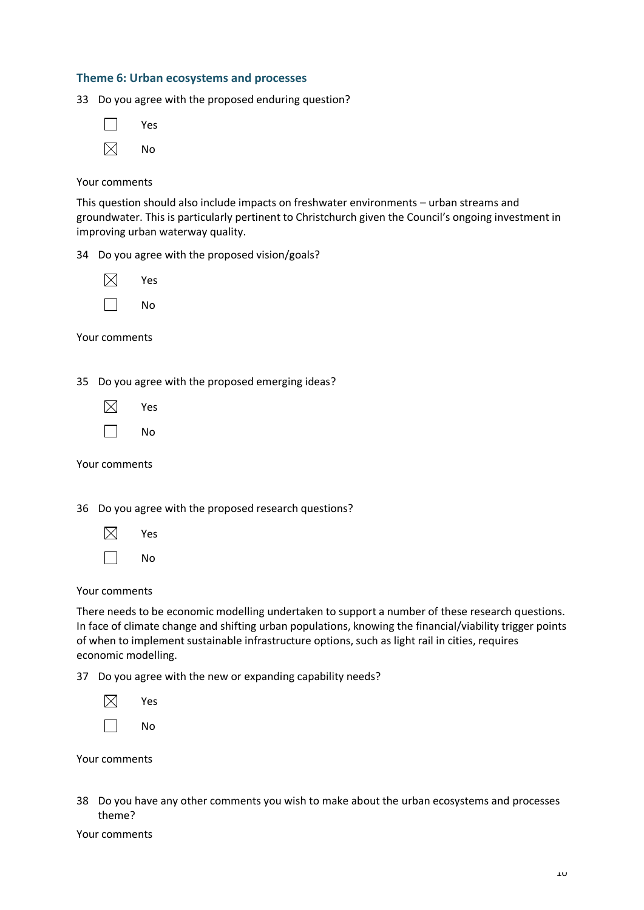### Theme 6: Urban ecosystems and processes

33 Do you agree with the proposed enduring question?

☐ Yes

☒ No

Your comments

This question should also include impacts on freshwater environments – urban streams and groundwater. This is particularly pertinent to Christchurch given the Council's ongoing investment in improving urban waterway quality.

34 Do you agree with the proposed vision/goals?

☒ Yes

☐ No

Your comments

35 Do you agree with the proposed emerging ideas?

☒ Yes

☐ No

Your comments

36 Do you agree with the proposed research questions?

☒ Yes

☐ No

Your comments

There needs to be economic modelling undertaken to support a number of these research questions. In face of climate change and shifting urban populations, knowing the financial/viability trigger points of when to implement sustainable infrastructure options, such as light rail in cities, requires economic modelling.

37 Do you agree with the new or expanding capability needs?

☒ Yes

☐ No

Your comments

38 Do you have any other comments you wish to make about the urban ecosystems and processes theme?

Your comments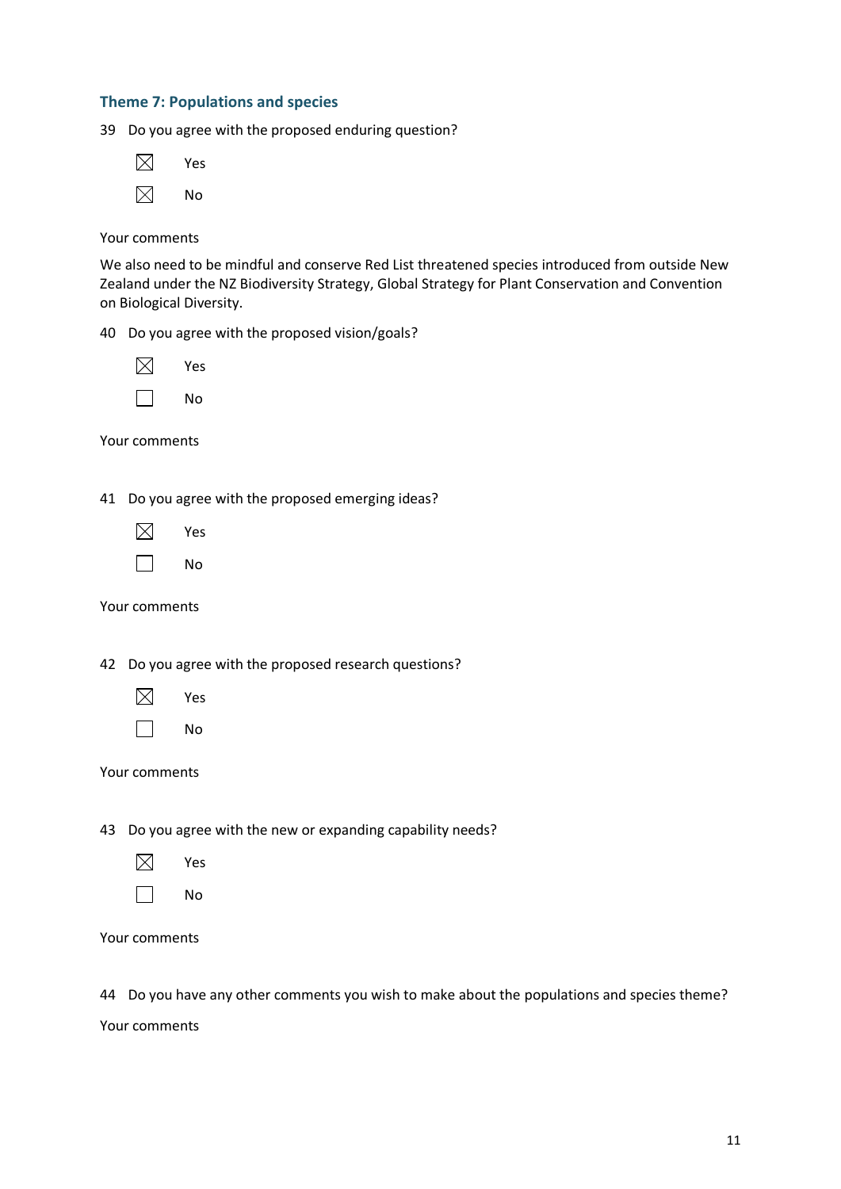### Theme 7: Populations and species

39 Do you agree with the proposed enduring question?

☒ Yes

☒ No

Your comments

We also need to be mindful and conserve Red List threatened species introduced from outside New Zealand under the NZ Biodiversity Strategy, Global Strategy for Plant Conservation and Convention on Biological Diversity.

40 Do you agree with the proposed vision/goals?

☒ Yes

☐ No

Your comments

41 Do you agree with the proposed emerging ideas?

☒ Yes

☐ No

Your comments

42 Do you agree with the proposed research questions?

☒ Yes

☐ No

Your comments

43 Do you agree with the new or expanding capability needs?

☒ Yes

☐ No

Your comments

44 Do you have any other comments you wish to make about the populations and species theme?

Your comments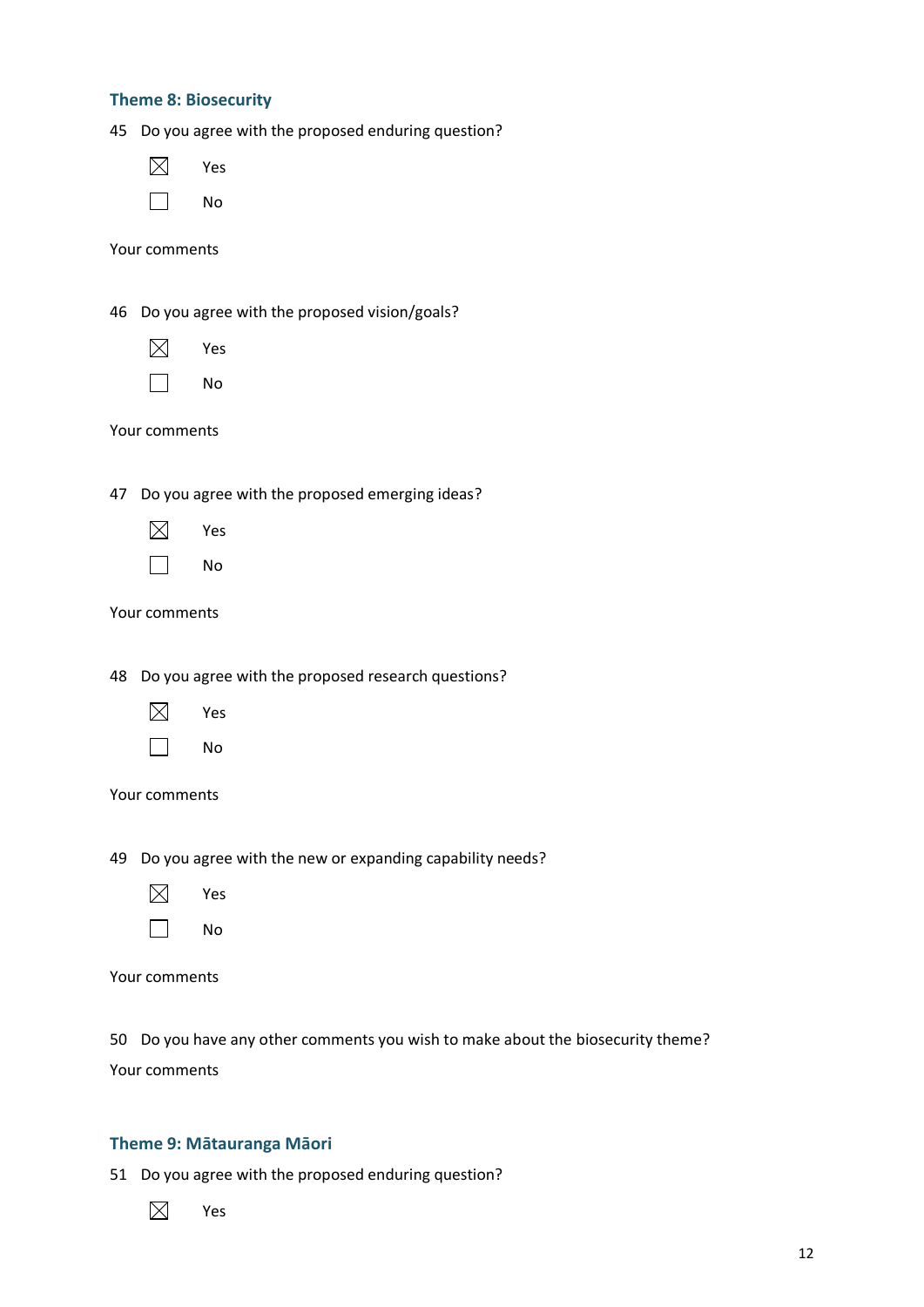### Theme 8: Biosecurity

45 Do you agree with the proposed enduring question?

☒ Yes

☐ No

Your comments

46 Do you agree with the proposed vision/goals?

☒ Yes

☐ No

Your comments

47 Do you agree with the proposed emerging ideas?

☒ Yes

☐ No

Your comments

48 Do you agree with the proposed research questions?

☒ Yes

☐ No

Your comments

49 Do you agree with the new or expanding capability needs?

☒ Yes

☐ No

Your comments

50 Do you have any other comments you wish to make about the biosecurity theme?

Your comments

### Theme 9: Mātauranga Māori

51 Do you agree with the proposed enduring question?

☒ Yes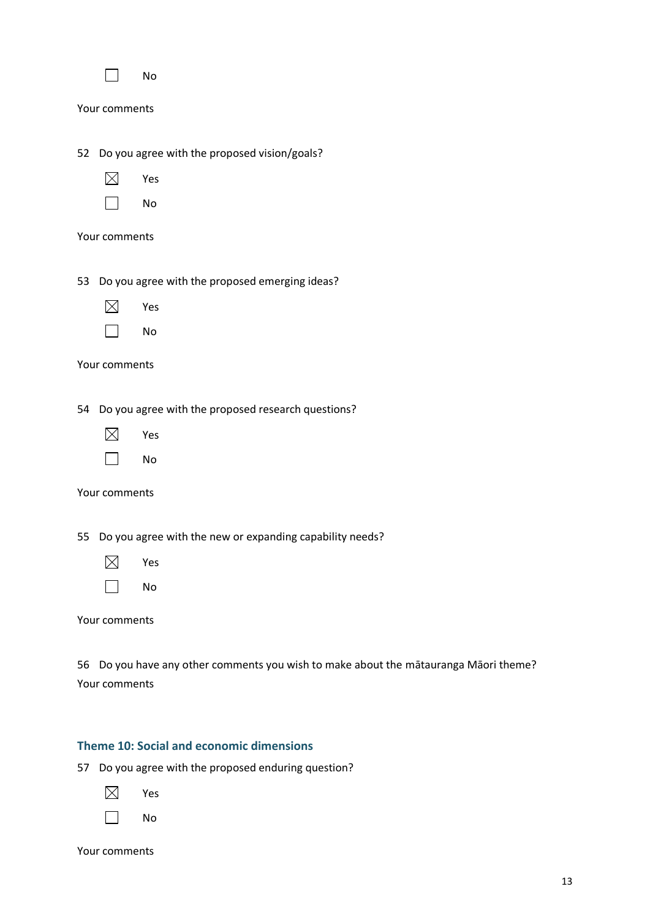☐ No

Your comments

52 Do you agree with the proposed vision/goals?

☒ Yes

☐ No

Your comments

53 Do you agree with the proposed emerging ideas?

☒ Yes

☐ No

Your comments

54 Do you agree with the proposed research questions?

☒ Yes

☐ No

Your comments

55 Do you agree with the new or expanding capability needs?

☒ Yes

☐ No

Your comments

56 Do you have any other comments you wish to make about the mātauranga Māori theme?

Your comments

### Theme 10: Social and economic dimensions

57 Do you agree with the proposed enduring question?

☒ Yes

☐ No

Your comments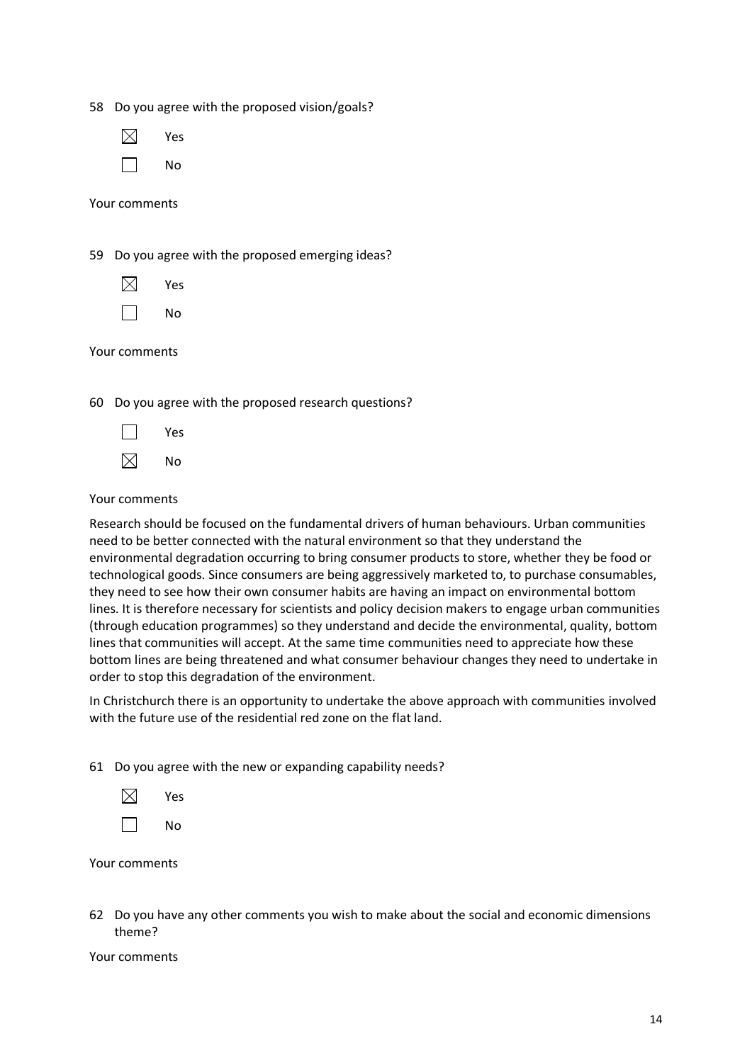58 Do you agree with the proposed vision/goals?

☒ Yes

☐ No

Your comments

59 Do you agree with the proposed emerging ideas?

☒ Yes

☐ No

Your comments

60 Do you agree with the proposed research questions?

☐ Yes

☒ No

Your comments

Research should be focused on the fundamental drivers of human behaviours. Urban communities need to be better connected with the natural environment so that they understand the environmental degradation occurring to bring consumer products to store, whether they be food or technological goods. Since consumers are being aggressively marketed to, to purchase consumables, they need to see how their own consumer habits are having an impact on environmental bottom lines. It is therefore necessary for scientists and policy decision makers to engage urban communities (through education programmes) so they understand and decide the environmental, quality, bottom lines that communities will accept. At the same time communities need to appreciate how these bottom lines are being threatened and what consumer behaviour changes they need to undertake in order to stop this degradation of the environment.

In Christchurch there is an opportunity to undertake the above approach with communities involved with the future use of the residential red zone on the flat land.

61 Do you agree with the new or expanding capability needs?

☒ Yes

☐ No

Your comments

62 Do you have any other comments you wish to make about the social and economic dimensions theme?

Your comments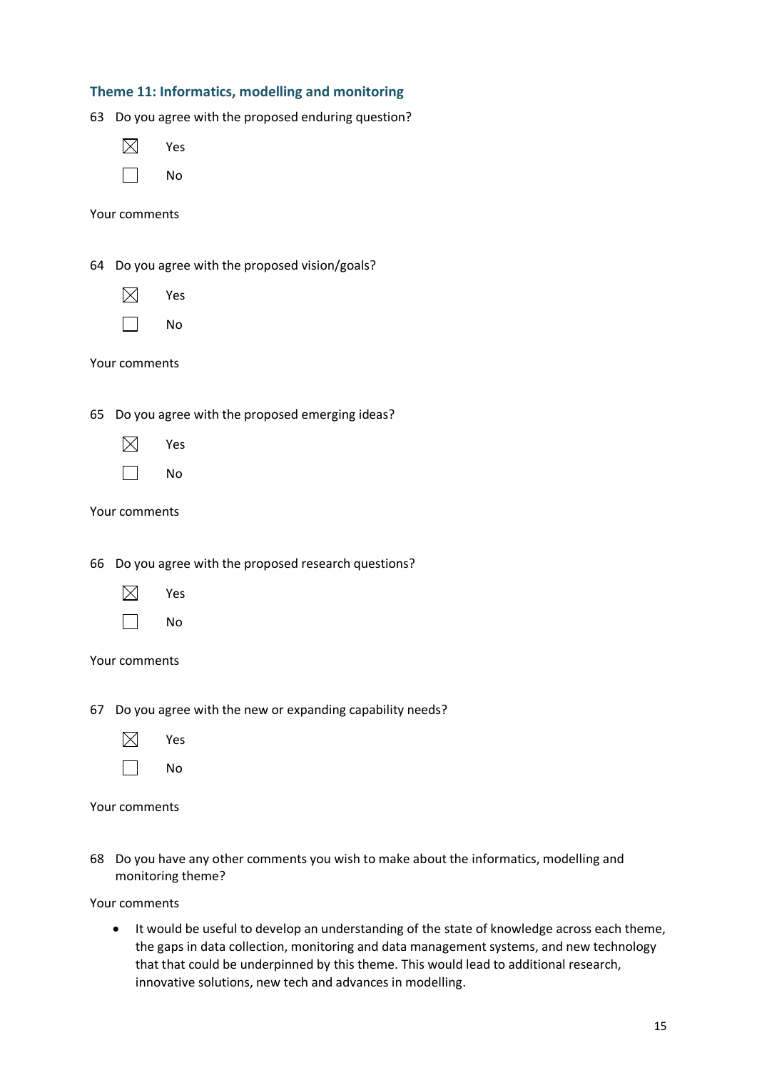### Theme 11: Informatics, modelling and monitoring

63 Do you agree with the proposed enduring question?

☒ Yes

☐ No

Your comments

64 Do you agree with the proposed vision/goals?

☒ Yes

☐ No

Your comments

65 Do you agree with the proposed emerging ideas?

☒ Yes

☐ No

Your comments

66 Do you agree with the proposed research questions?

☒ Yes

☐ No

Your comments

67 Do you agree with the new or expanding capability needs?

☒ Yes

☐ No

Your comments

68 Do you have any other comments you wish to make about the informatics, modelling and monitoring theme?

Your comments

- It would be useful to develop an understanding of the state of knowledge across each theme, the gaps in data collection, monitoring and data management systems, and new technology that that could be underpinned by this theme. This would lead to additional research, innovative solutions, new tech and advances in modelling.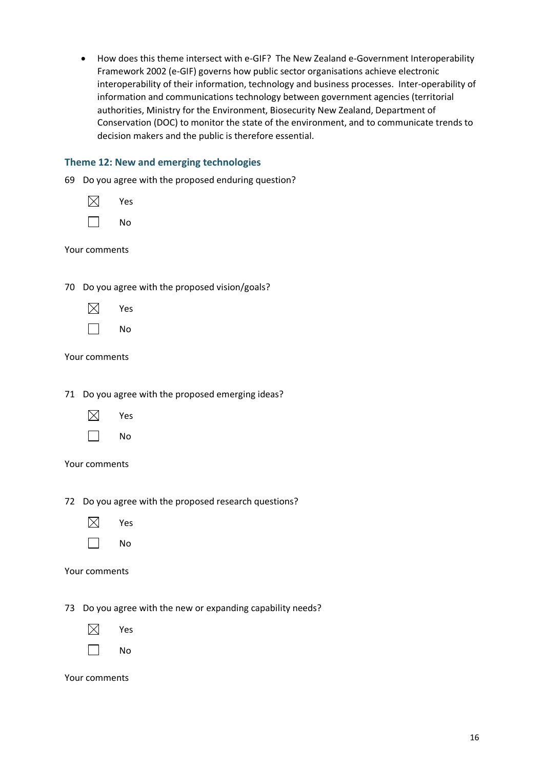- How does this theme intersect with e-GIF? The New Zealand e-Government Interoperability Framework 2002 (e-GIF) governs how public sector organisations achieve electronic interoperability of their information, technology and business processes. Inter-operability of information and communications technology between government agencies (territorial authorities, Ministry for the Environment, Biosecurity New Zealand, Department of Conservation (DOC) to monitor the state of the environment, and to communicate trends to decision makers and the public is therefore essential.

### Theme 12: New and emerging technologies

69 Do you agree with the proposed enduring question?

☒ Yes

☐ No

Your comments

70 Do you agree with the proposed vision/goals?

☒ Yes

☐ No

Your comments

71 Do you agree with the proposed emerging ideas?

☒ Yes

☐ No

Your comments

72 Do you agree with the proposed research questions?

☒ Yes

☐ No

Your comments

73 Do you agree with the new or expanding capability needs?

☒ Yes

☐ No

Your comments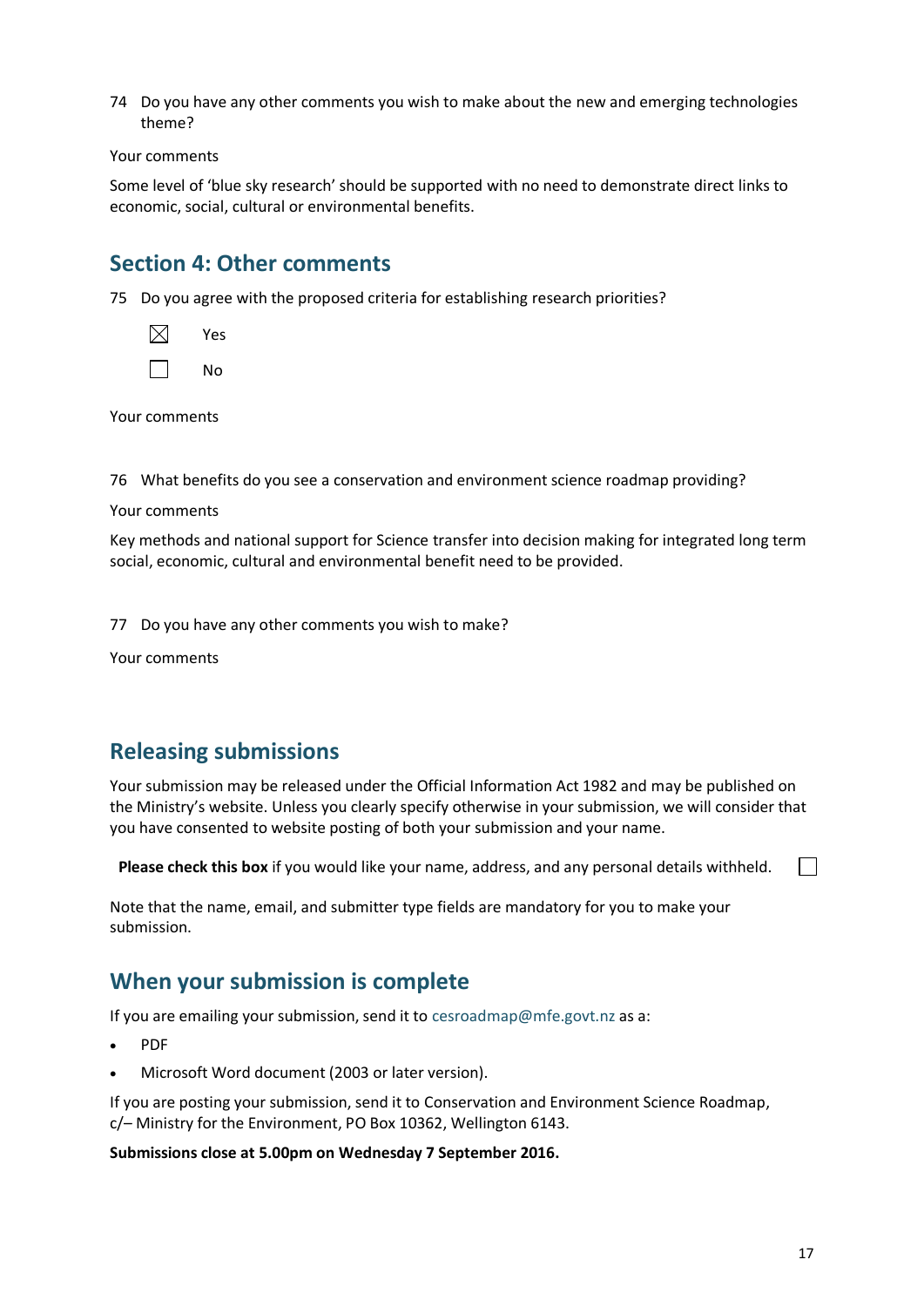74 Do you have any other comments you wish to make about the new and emerging technologies theme?

Your comments

Some level of 'blue sky research' should be supported with no need to demonstrate direct links to economic, social, cultural or environmental benefits.

## Section 4: Other comments

75 Do you agree with the proposed criteria for establishing research priorities?

☒ Yes

☐ No

Your comments

76 What benefits do you see a conservation and environment science roadmap providing?

Your comments

Key methods and national support for Science transfer into decision making for integrated long term social, economic, cultural and environmental benefit need to be provided.

77 Do you have any other comments you wish to make?

Your comments

## Releasing submissions

Your submission may be released under the Official Information Act 1982 and may be published on the Ministry's website. Unless you clearly specify otherwise in your submission, we will consider that you have consented to website posting of both your submission and your name.

**Please check this box** if you would like your name, address, and any personal details withheld. ☐

Note that the name, email, and submitter type fields are mandatory for you to make your submission.

## When your submission is complete

If you are emailing your submission, send it to cesroadmap@mfe.govt.nz as a:

- PDF
- Microsoft Word document (2003 or later version).

If you are posting your submission, send it to Conservation and Environment Science Roadmap, c/– Ministry for the Environment, PO Box 10362, Wellington 6143.

**Submissions close at 5.00pm on Wednesday 7 September 2016.**